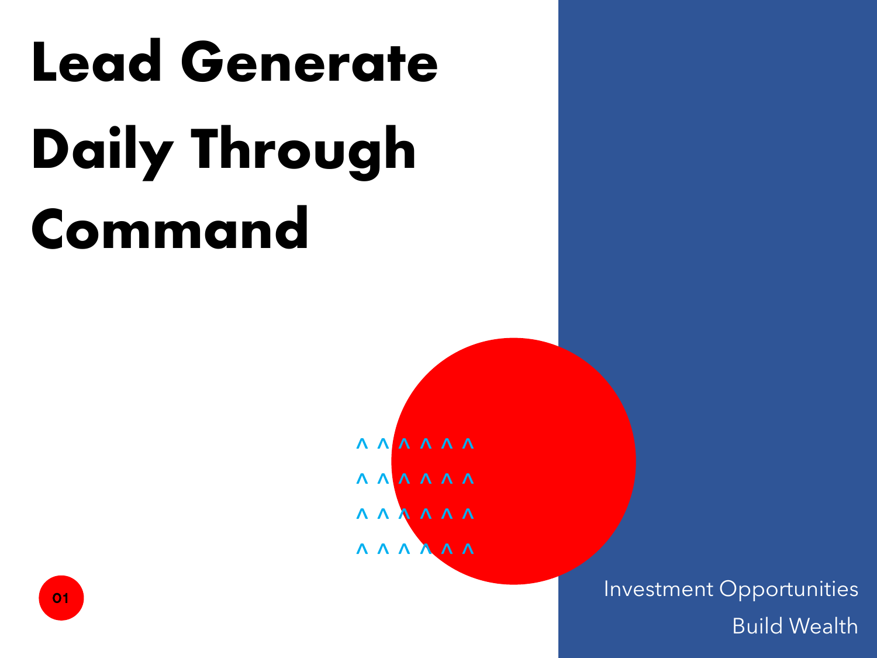# Lead Generate Daily Through Command

Investment Opportunities
Build Wealth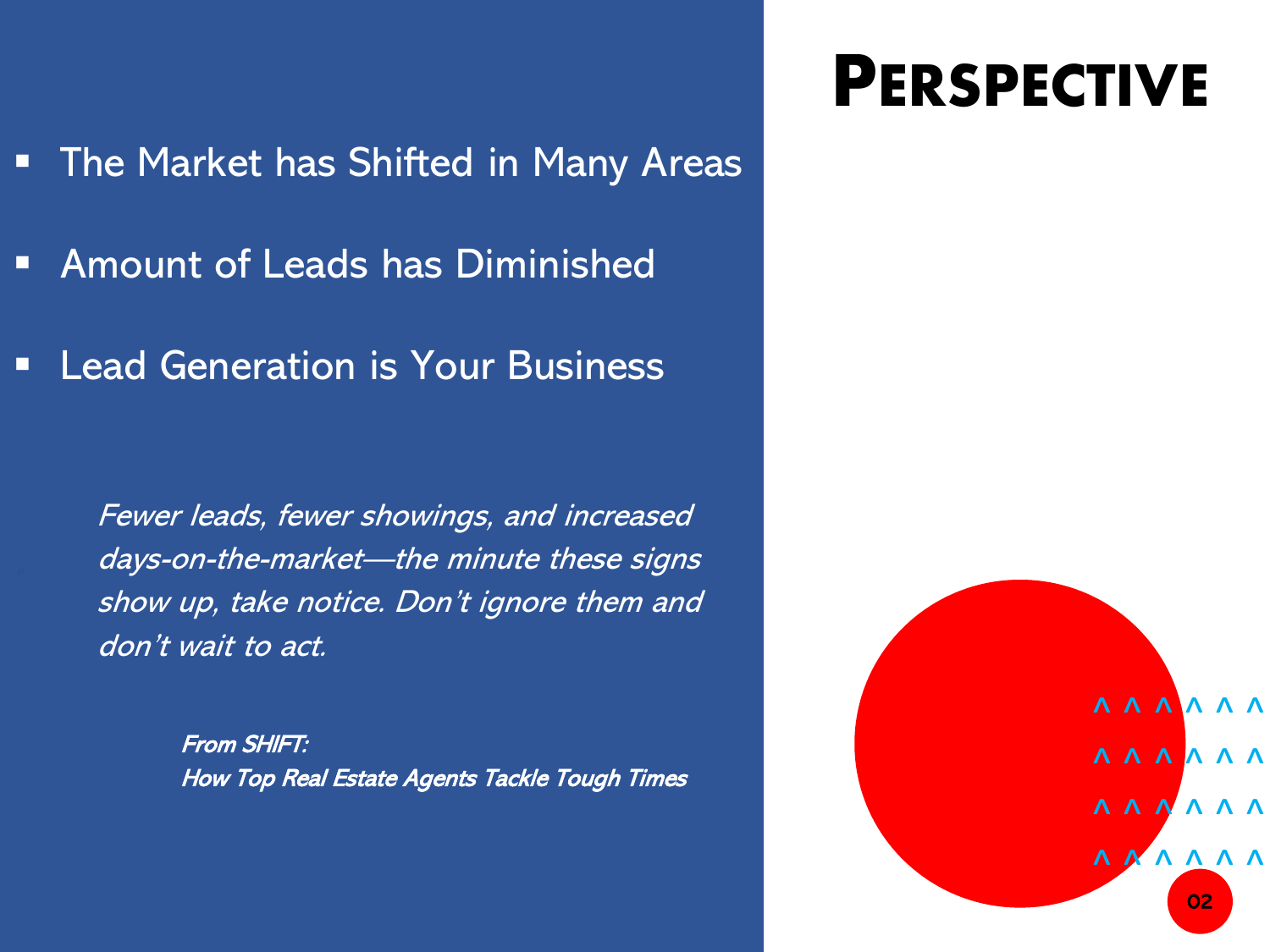# Perspective

- The Market has Shifted in Many Areas
- Amount of Leads has Diminished
- Lead Generation is Your Business

*Fewer leads, fewer showings, and increased days-on-the-market—the minute these signs show up, take notice. Don't ignore them and don't wait to act.*

***From SHIFT:***
***How Top Real Estate Agents Tackle Tough Times***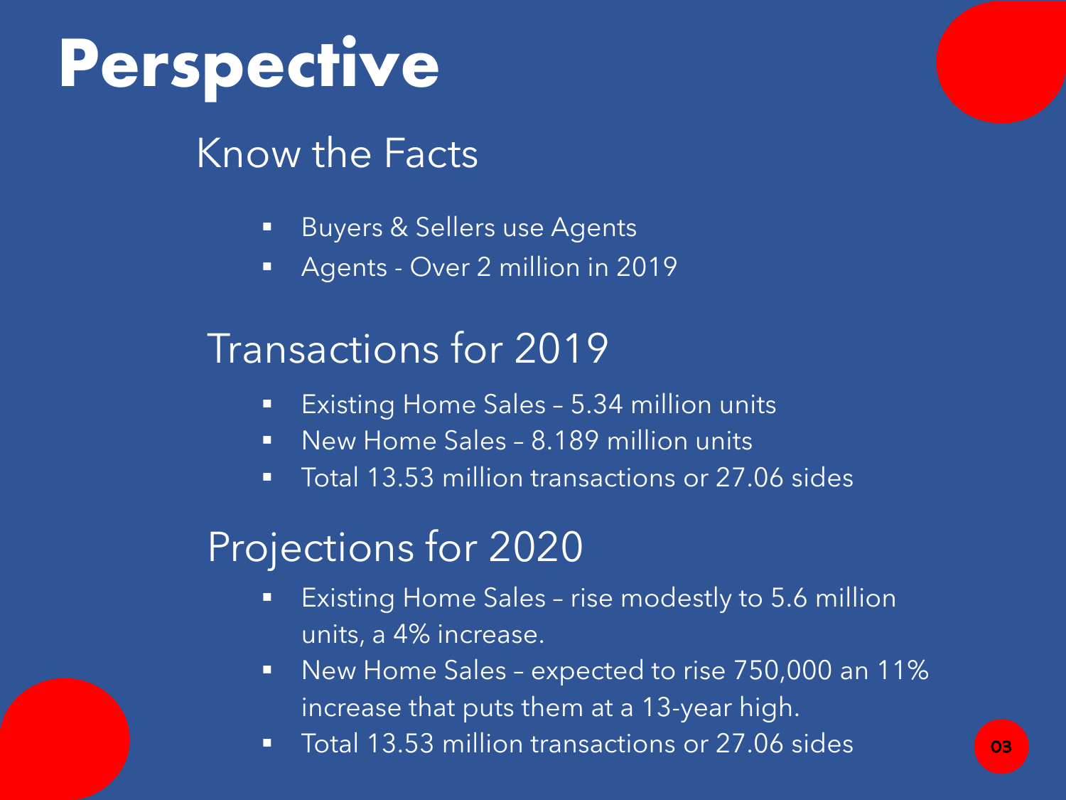# Perspective

## Know the Facts

- Buyers & Sellers use Agents
- Agents - Over 2 million in 2019

## Transactions for 2019

- Existing Home Sales – 5.34 million units
- New Home Sales – 8.189 million units
- Total 13.53 million transactions or 27.06 sides

## Projections for 2020

- Existing Home Sales – rise modestly to 5.6 million units, a 4% increase.
- New Home Sales – expected to rise 750,000 an 11% increase that puts them at a 13-year high.
- Total 13.53 million transactions or 27.06 sides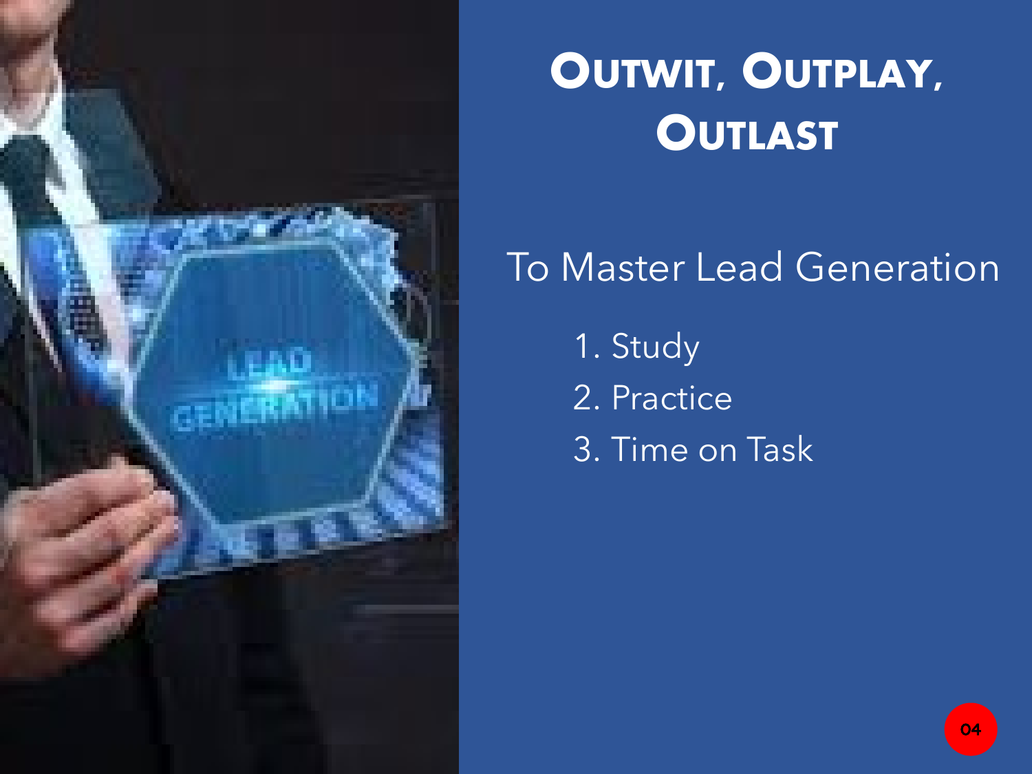# Outwit, Outplay, Outlast

To Master Lead Generation

1. Study
2. Practice
3. Time on Task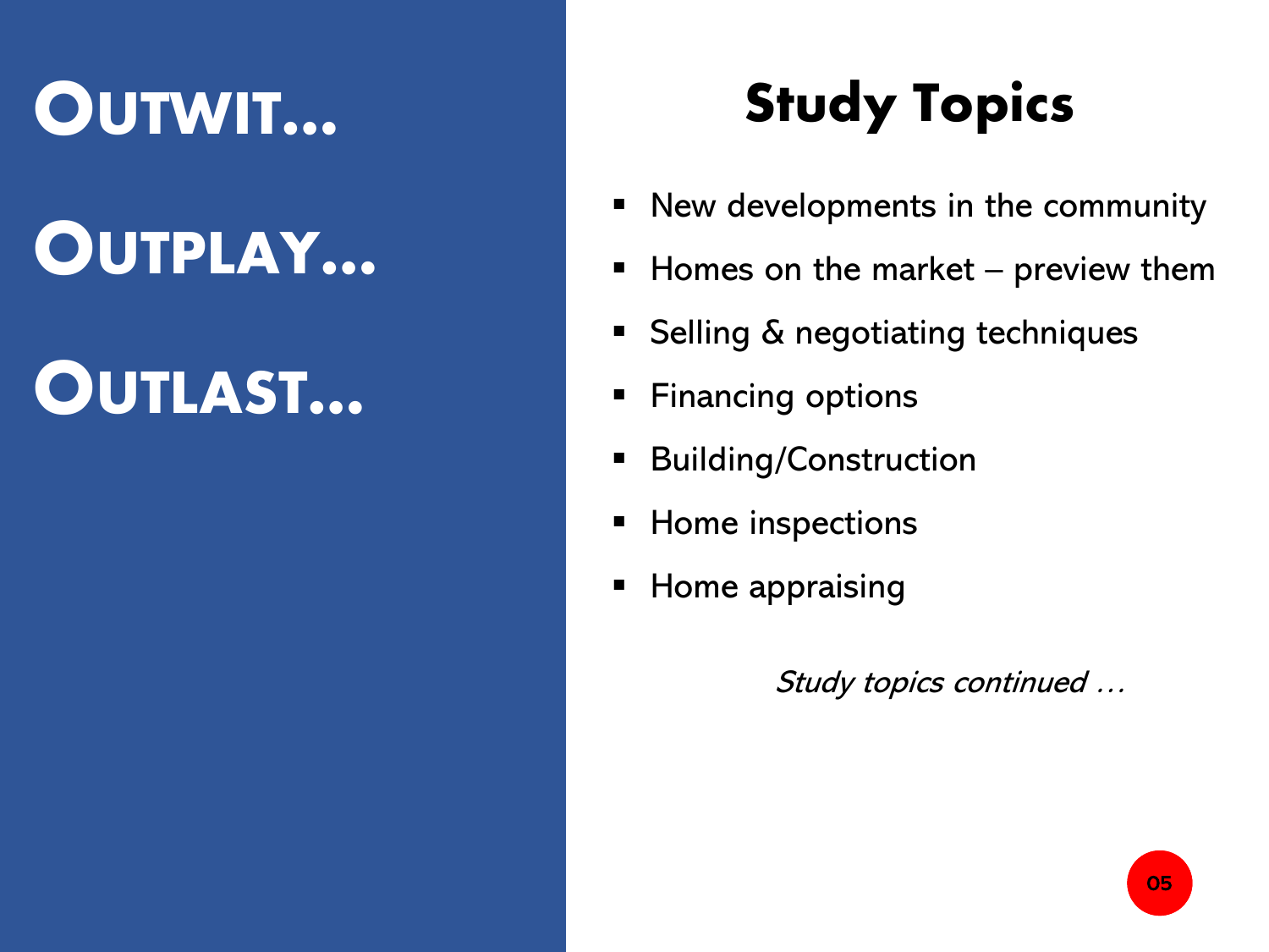**OUTWIT…**

**OUTPLAY…**

**OUTLAST…**

# Study Topics

- New developments in the community
- Homes on the market – preview them
- Selling & negotiating techniques
- Financing options
- Building/Construction
- Home inspections
- Home appraising

*Study topics continued …*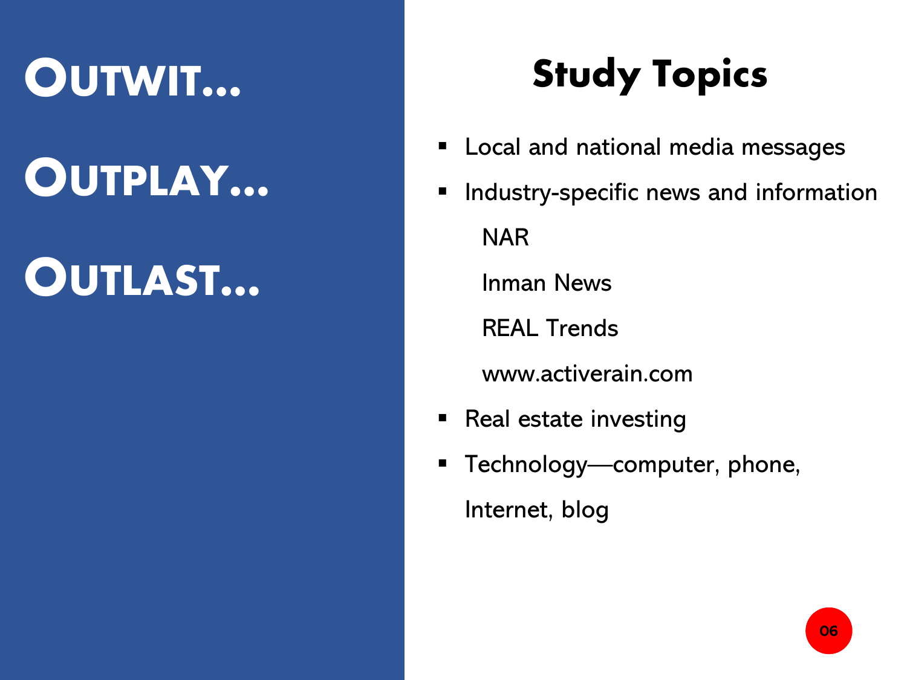# OUTWIT…

# OUTPLAY…

# OUTLAST…

## Study Topics

- Local and national media messages
- Industry-specific news and information
  - NAR
  - Inman News
  - REAL Trends
  - www.activerain.com
- Real estate investing
- Technology—computer, phone, Internet, blog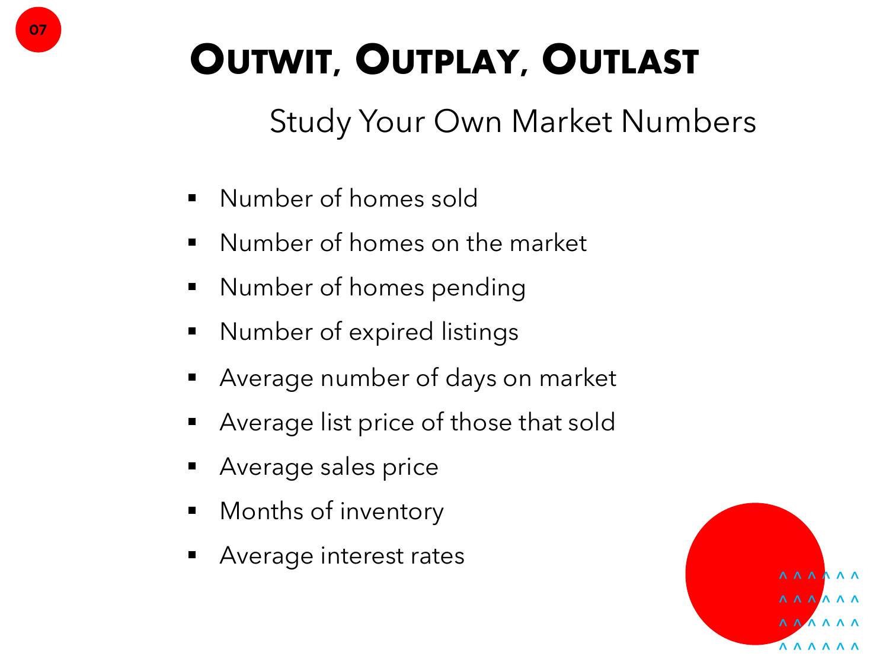# Outwit, Outplay, Outlast

## Study Your Own Market Numbers

- Number of homes sold
- Number of homes on the market
- Number of homes pending
- Number of expired listings
- Average number of days on market
- Average list price of those that sold
- Average sales price
- Months of inventory
- Average interest rates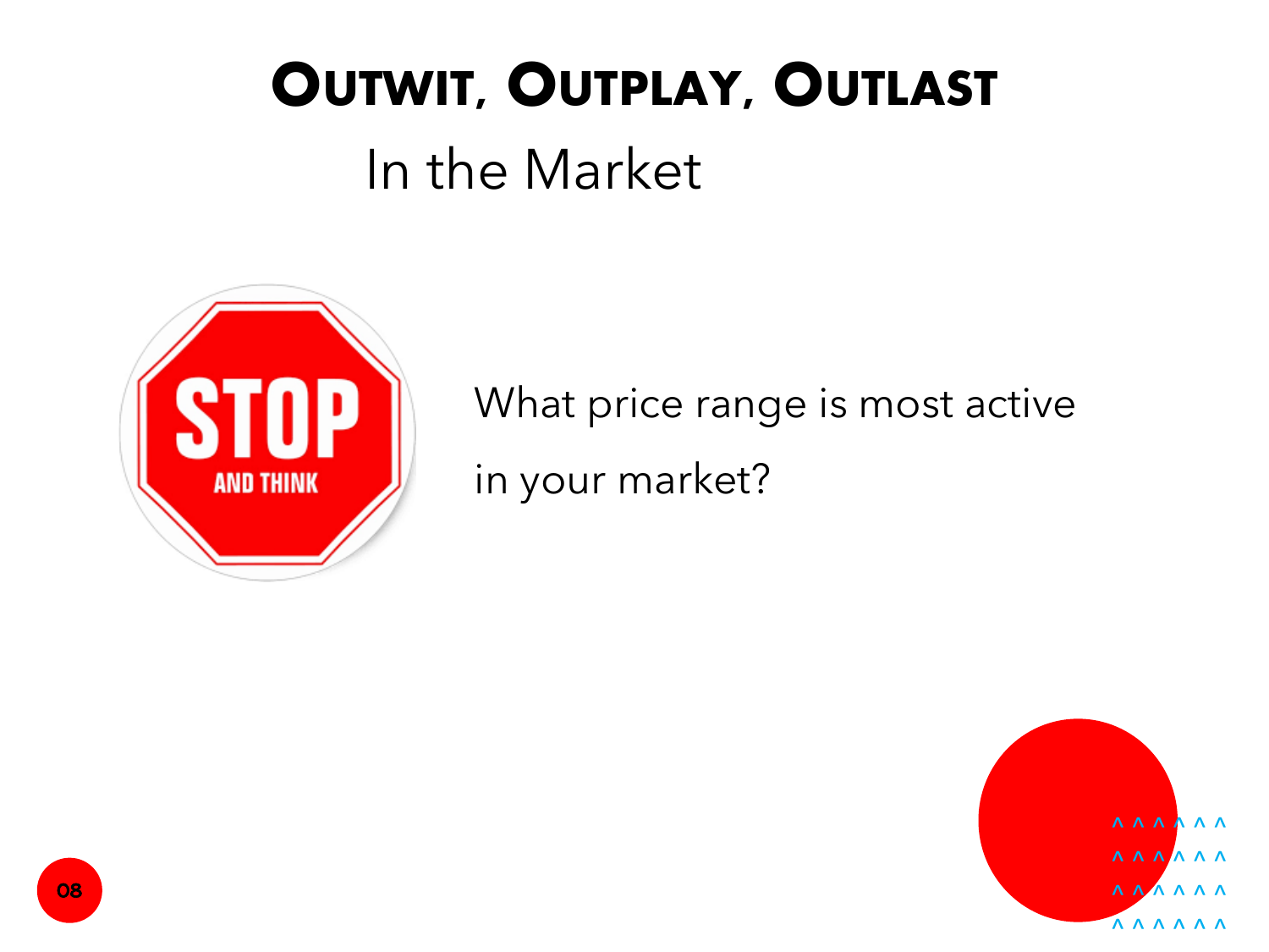# Outwit, Outplay, Outlast

## In the Market

What price range is most active in your market?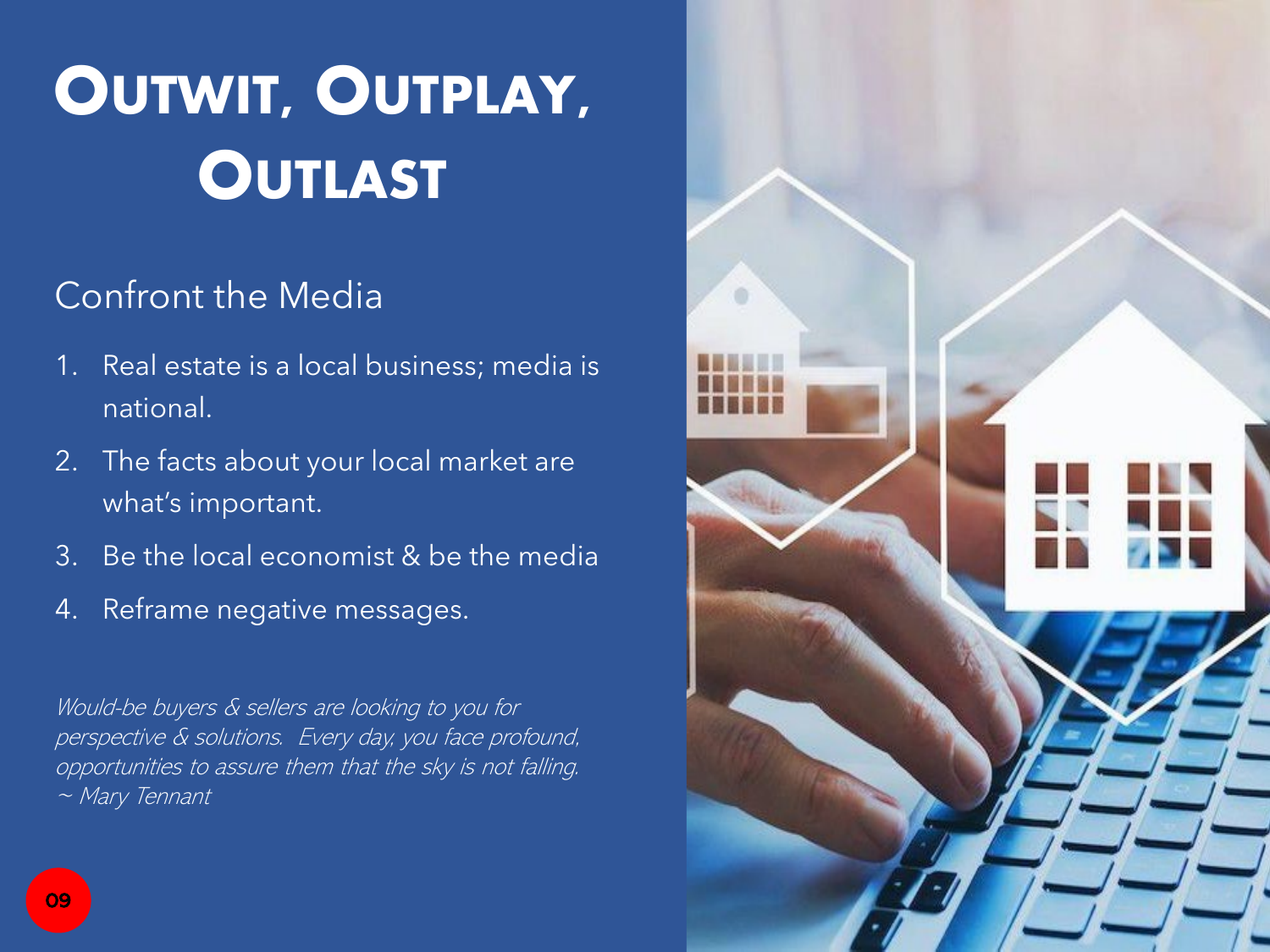# Outwit, Outplay, Outlast

## Confront the Media

1. Real estate is a local business; media is national.
2. The facts about your local market are what's important.
3. Be the local economist & be the media
4. Reframe negative messages.

*Would-be buyers & sellers are looking to you for perspective & solutions. Every day, you face profound, opportunities to assure them that the sky is not falling. ~ Mary Tennant*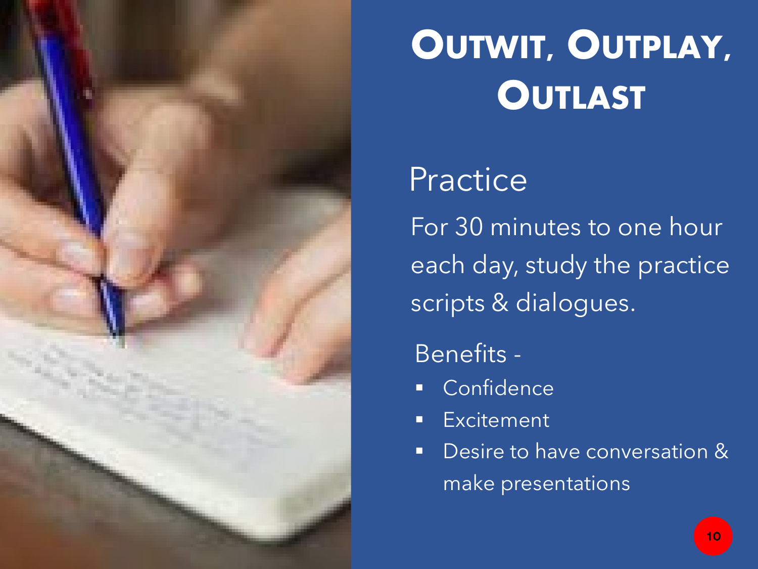# Outwit, Outplay, Outlast

## Practice

For 30 minutes to one hour each day, study the practice scripts & dialogues.

Benefits -

- Confidence
- Excitement
- Desire to have conversation & make presentations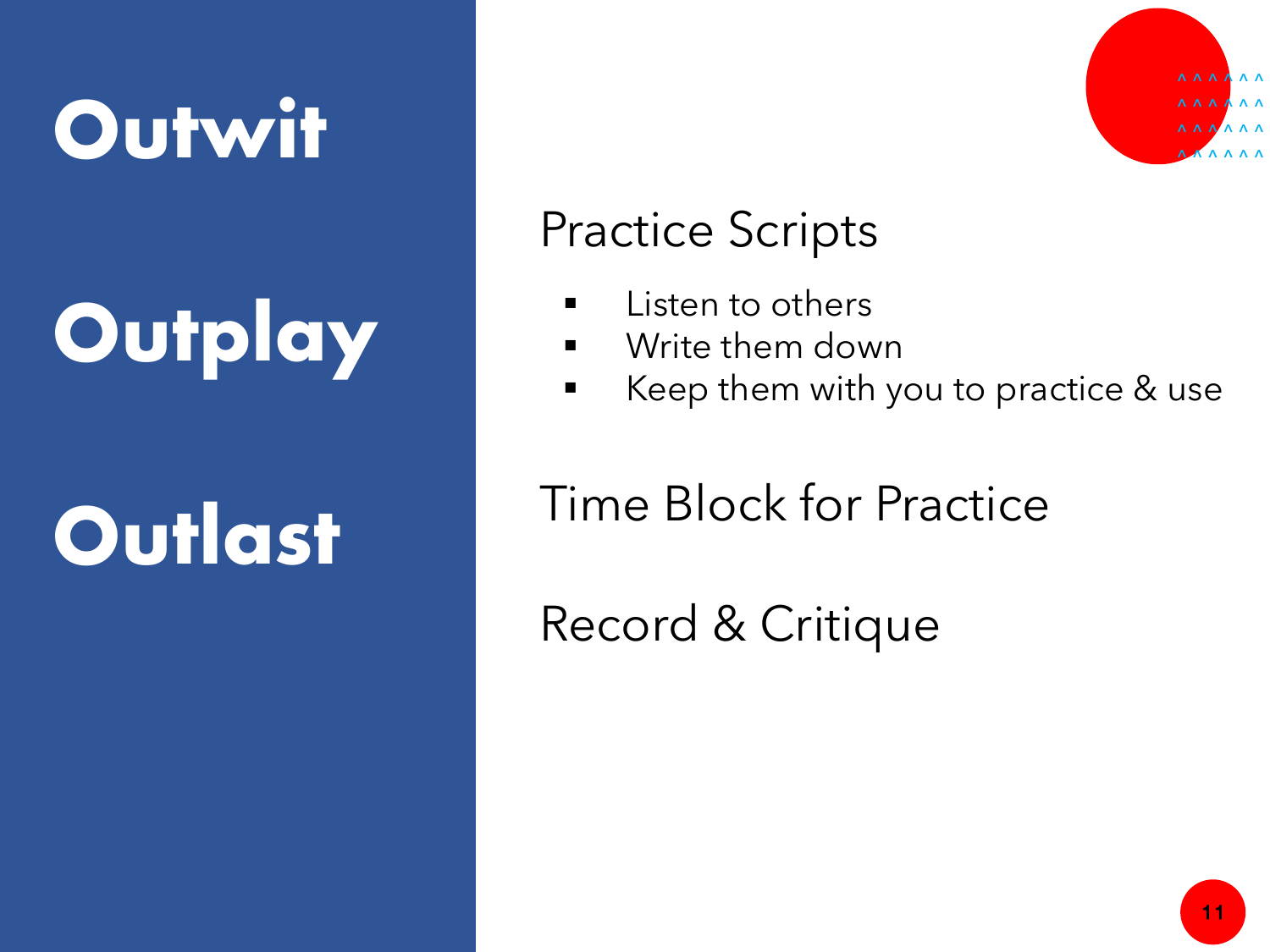# Outwit

# Outplay

# Outlast

## Practice Scripts

- Listen to others
- Write them down
- Keep them with you to practice & use

## Time Block for Practice

## Record & Critique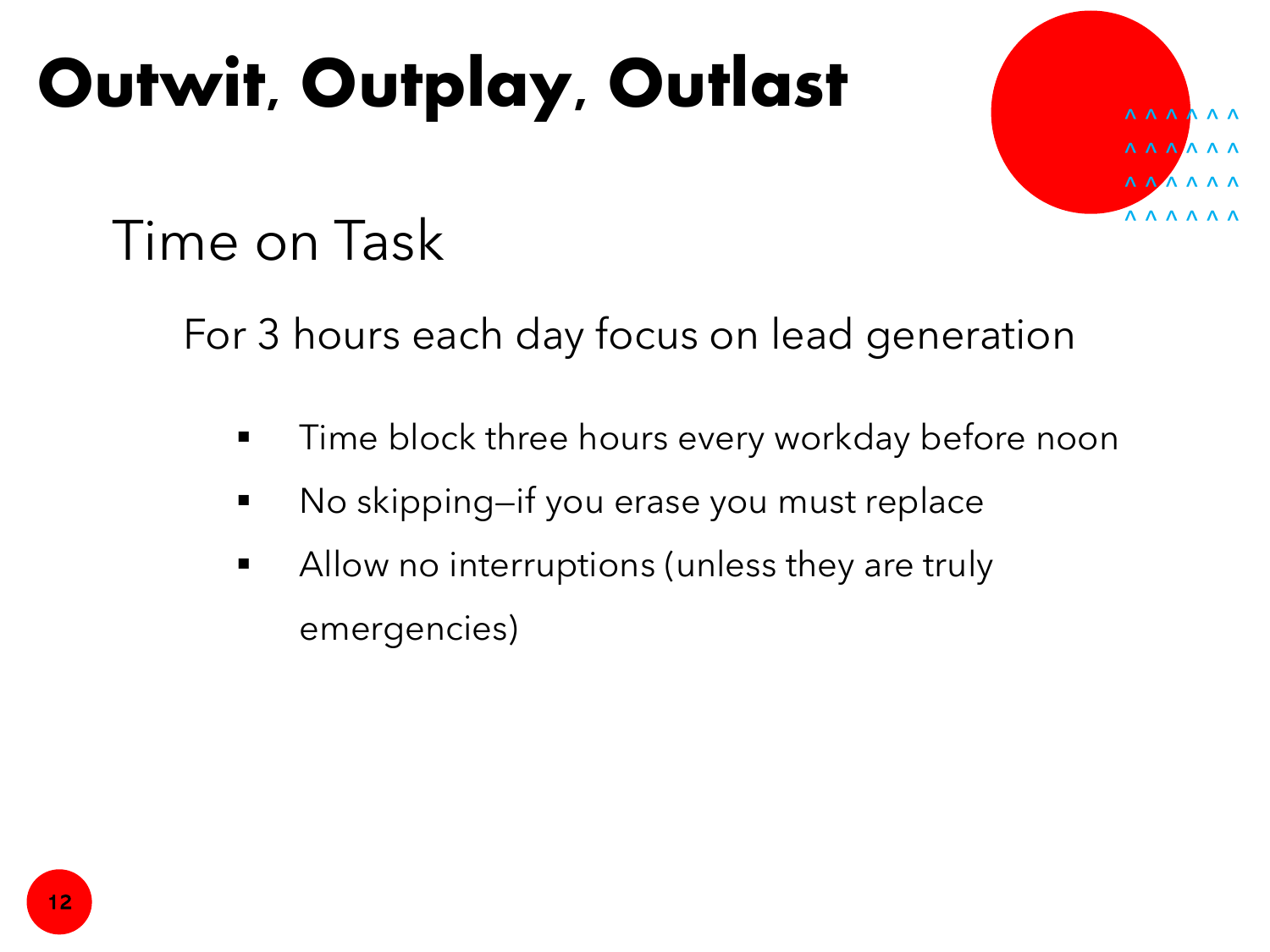# Outwit, Outplay, Outlast

## Time on Task

For 3 hours each day focus on lead generation

- Time block three hours every workday before noon
- No skipping—if you erase you must replace
- Allow no interruptions (unless they are truly emergencies)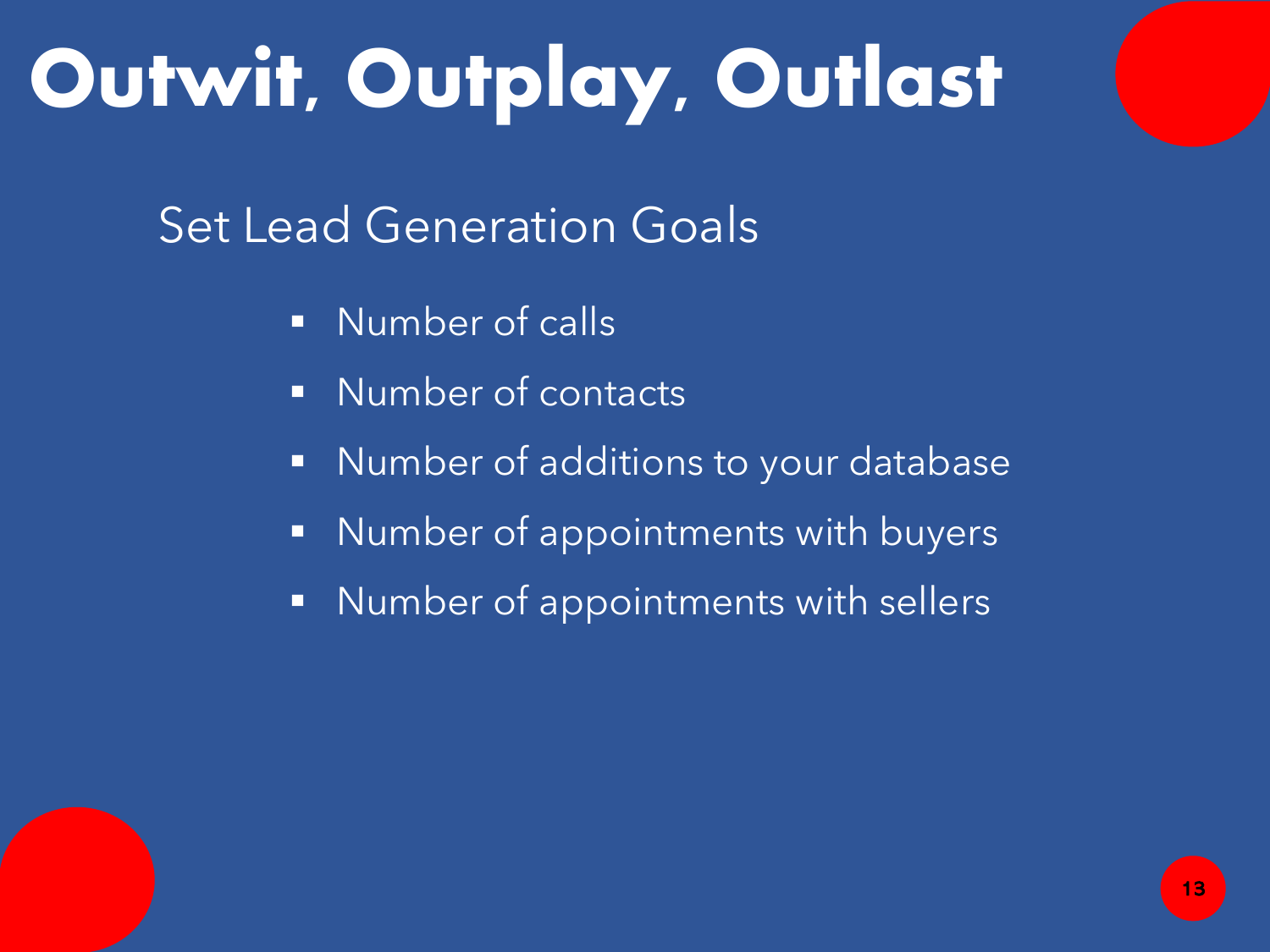# Outwit, Outplay, Outlast

## Set Lead Generation Goals

- Number of calls
- Number of contacts
- Number of additions to your database
- Number of appointments with buyers
- Number of appointments with sellers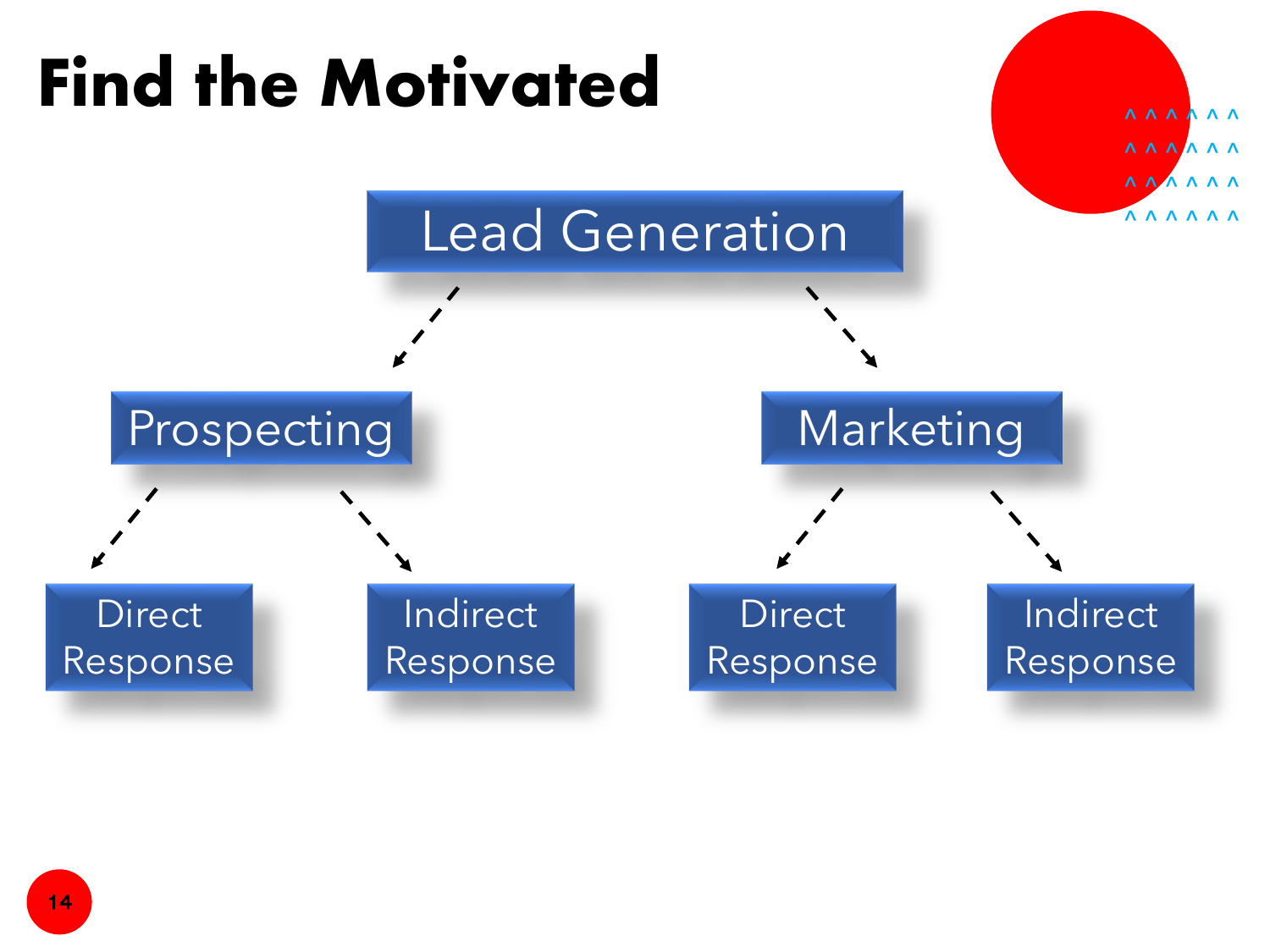# Find the Motivated

- Lead Generation
  - Prospecting
    - Direct Response
    - Indirect Response
  - Marketing
    - Direct Response
    - Indirect Response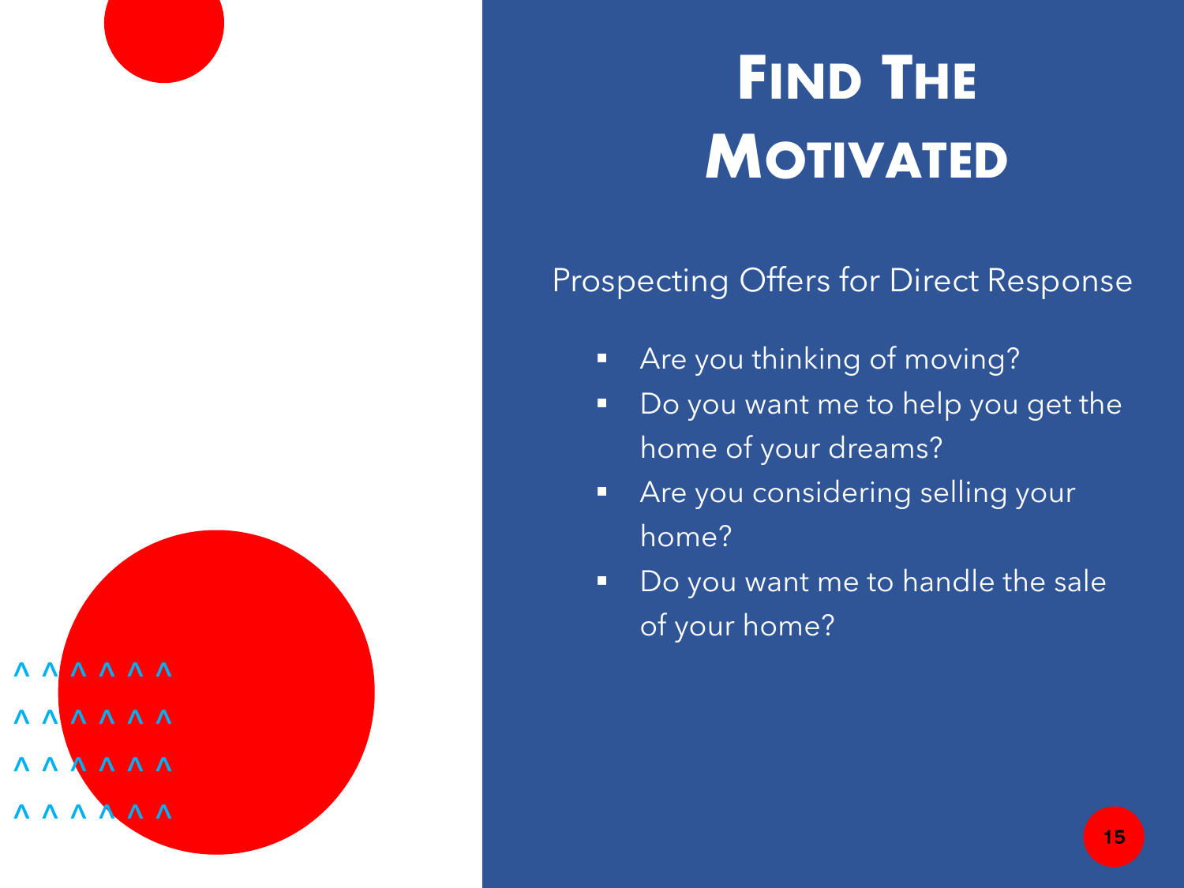# Find The Motivated

Prospecting Offers for Direct Response

- Are you thinking of moving?
- Do you want me to help you get the home of your dreams?
- Are you considering selling your home?
- Do you want me to handle the sale of your home?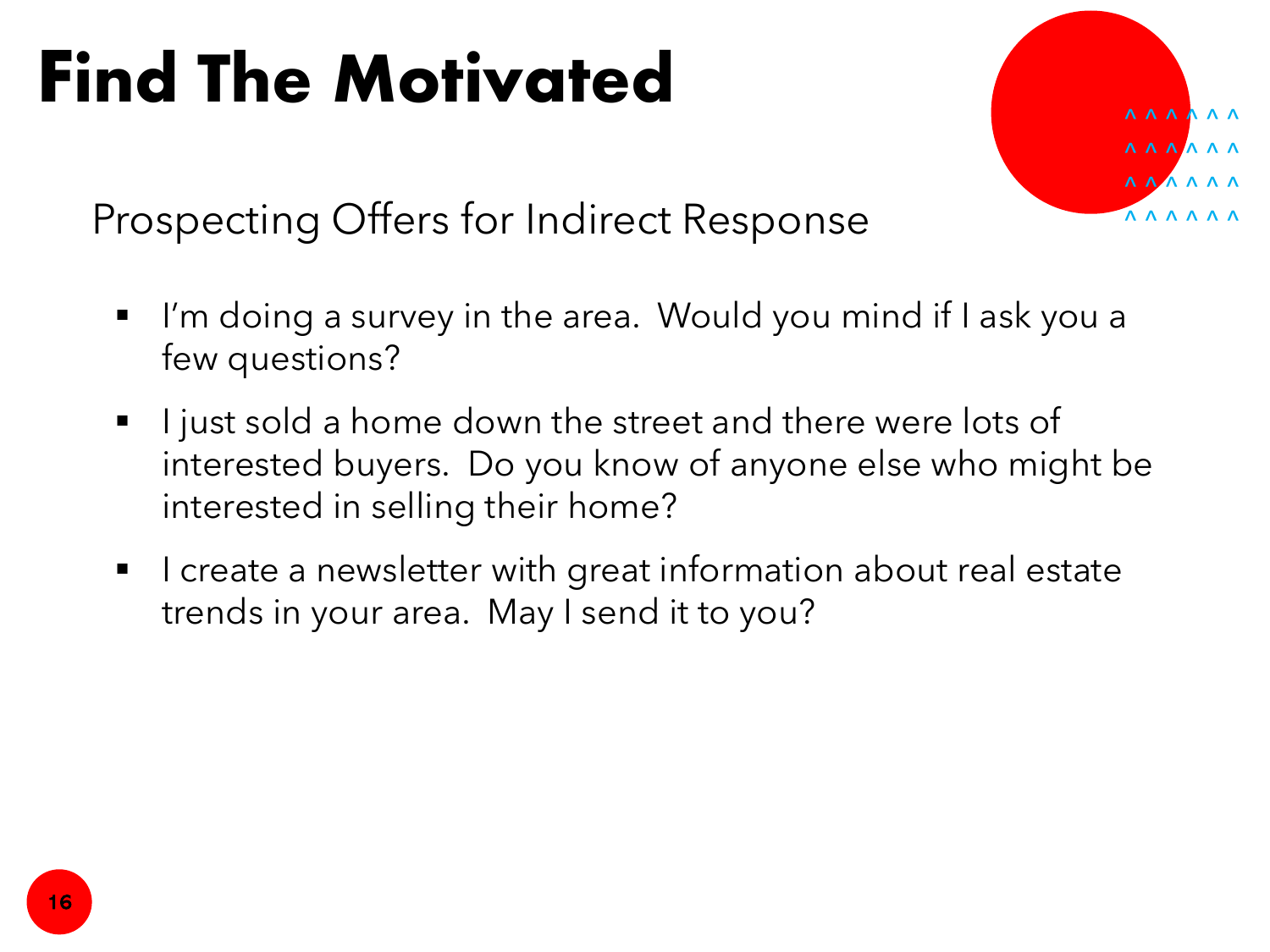# Find The Motivated

## Prospecting Offers for Indirect Response

- I'm doing a survey in the area. Would you mind if I ask you a few questions?
- I just sold a home down the street and there were lots of interested buyers. Do you know of anyone else who might be interested in selling their home?
- I create a newsletter with great information about real estate trends in your area. May I send it to you?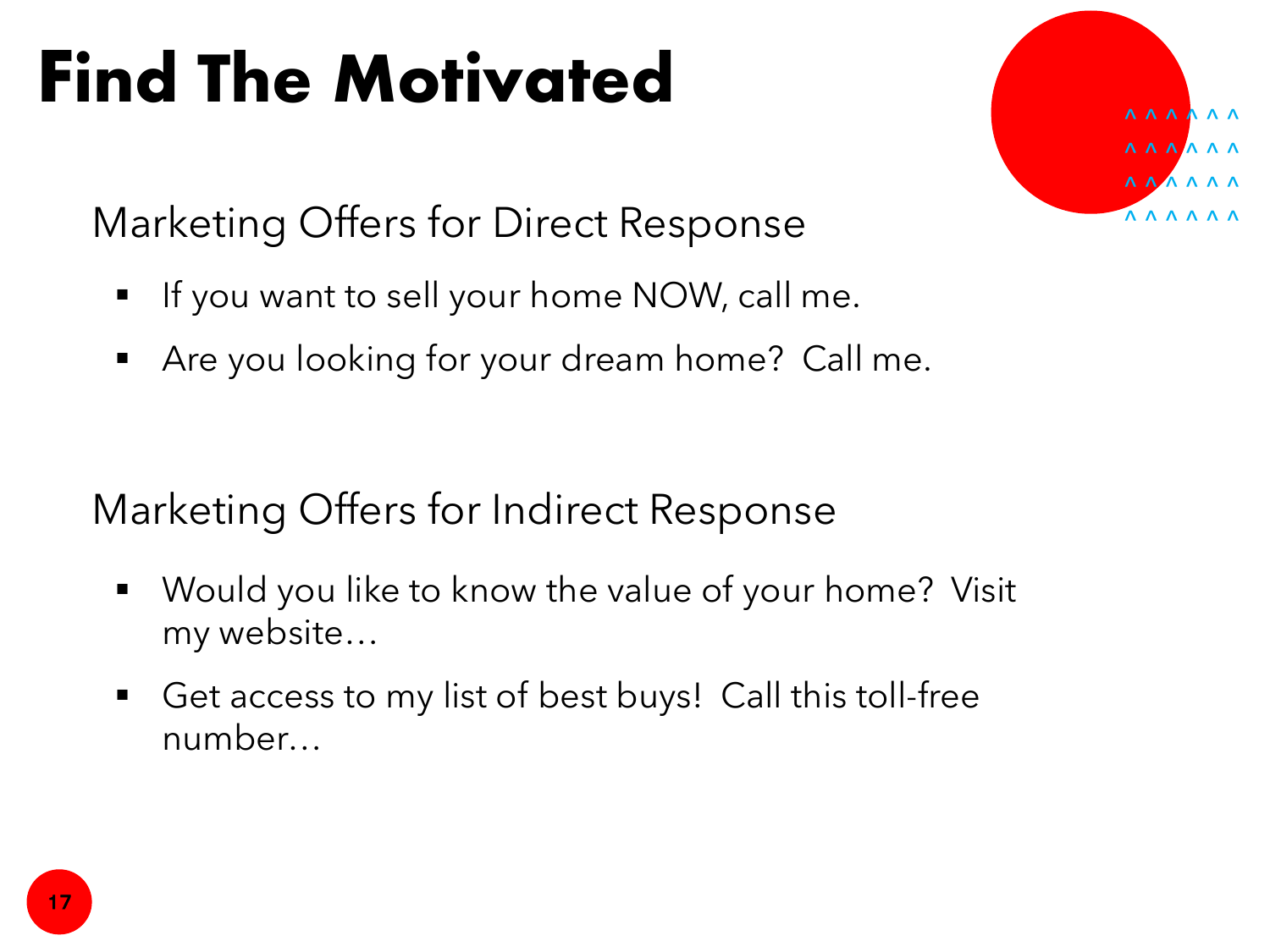# Find The Motivated

## Marketing Offers for Direct Response

- If you want to sell your home NOW, call me.
- Are you looking for your dream home? Call me.

## Marketing Offers for Indirect Response

- Would you like to know the value of your home? Visit my website…
- Get access to my list of best buys! Call this toll-free number…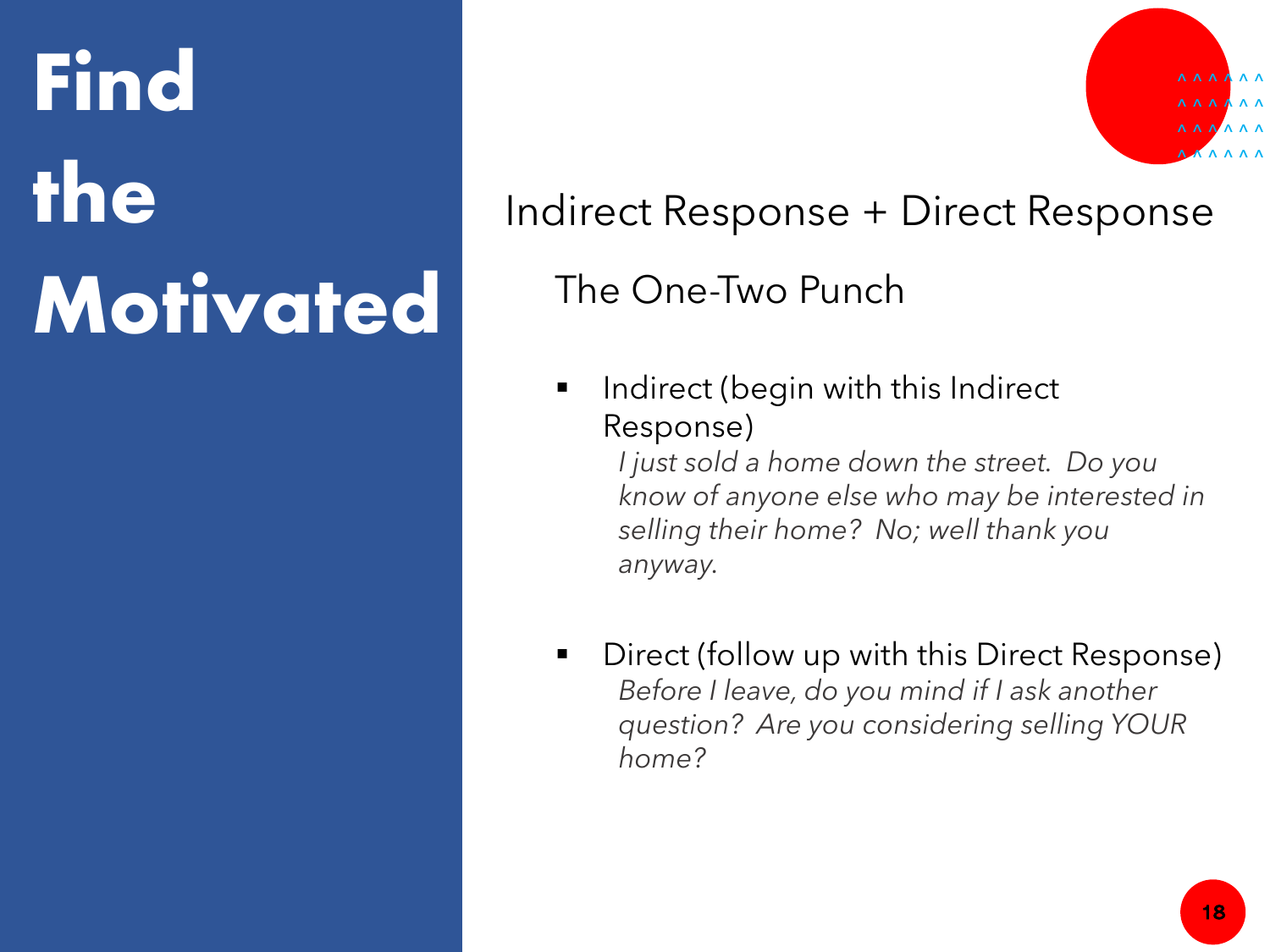# Find the Motivated

## Indirect Response + Direct Response

### The One-Two Punch

- Indirect (begin with this Indirect Response)

  *I just sold a home down the street. Do you know of anyone else who may be interested in selling their home? No; well thank you anyway.*

- Direct (follow up with this Direct Response)

  *Before I leave, do you mind if I ask another question? Are you considering selling YOUR home?*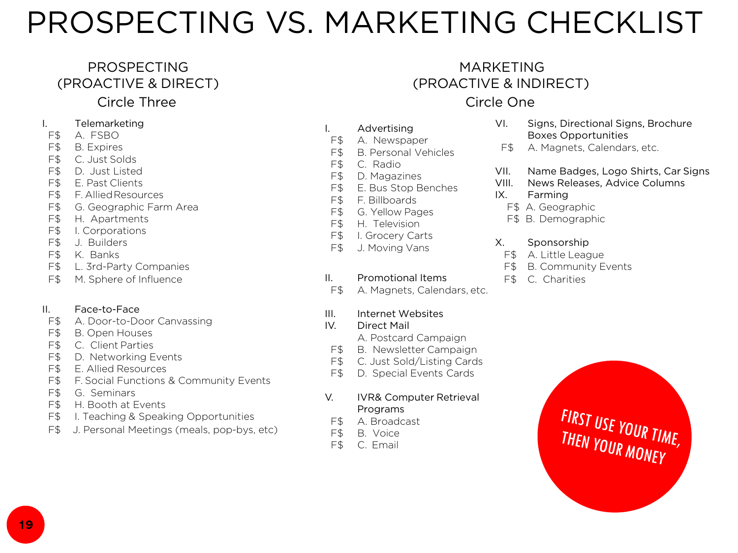# PROSPECTING VS. MARKETING CHECKLIST

## PROSPECTING (PROACTIVE & DIRECT)

### Circle Three

I. Telemarketing
- F$ A. FSBO
- F$ B. Expires
- F$ C. Just Solds
- F$ D. Just Listed
- F$ E. Past Clients
- F$ F. Allied Resources
- F$ G. Geographic Farm Area
- F$ H. Apartments
- F$ I. Corporations
- F$ J. Builders
- F$ K. Banks
- F$ L. 3rd-Party Companies
- F$ M. Sphere of Influence

II. Face-to-Face
- F$ A. Door-to-Door Canvassing
- F$ B. Open Houses
- F$ C. Client Parties
- F$ D. Networking Events
- F$ E. Allied Resources
- F$ F. Social Functions & Community Events
- F$ G. Seminars
- F$ H. Booth at Events
- F$ I. Teaching & Speaking Opportunities
- F$ J. Personal Meetings (meals, pop-bys, etc)

## MARKETING (PROACTIVE & INDIRECT)

### Circle One

I. Advertising
- F$ A. Newspaper
- F$ B. Personal Vehicles
- F$ C. Radio
- F$ D. Magazines
- F$ E. Bus Stop Benches
- F$ F. Billboards
- F$ G. Yellow Pages
- F$ H. Television
- F$ I. Grocery Carts
- F$ J. Moving Vans

II. Promotional Items
- F$ A. Magnets, Calendars, etc.

III. Internet Websites

IV. Direct Mail
- A. Postcard Campaign
- F$ B. Newsletter Campaign
- F$ C. Just Sold/Listing Cards
- F$ D. Special Events Cards

V. IVR& Computer Retrieval Programs
- F$ A. Broadcast
- F$ B. Voice
- F$ C. Email

VI. Signs, Directional Signs, Brochure Boxes Opportunities
- F$ A. Magnets, Calendars, etc.

VII. Name Badges, Logo Shirts, Car Signs

VIII. News Releases, Advice Columns

IX. Farming
- F$ A. Geographic
- F$ B. Demographic

X. Sponsorship
- F$ A. Little League
- F$ B. Community Events
- F$ C. Charities

FIRST USE YOUR TIME, THEN YOUR MONEY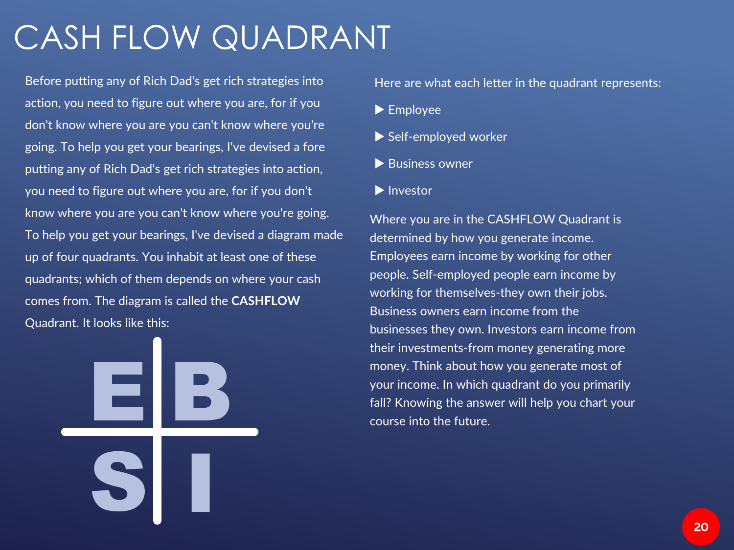# CASH FLOW QUADRANT

Before putting any of Rich Dad's get rich strategies into action, you need to figure out where you are, for if you don't know where you are you can't know where you're going. To help you get your bearings, I've devised a fore putting any of Rich Dad's get rich strategies into action, you need to figure out where you are, for if you don't know where you are you can't know where you're going. To help you get your bearings, I've devised a diagram made up of four quadrants. You inhabit at least one of these quadrants; which of them depends on where your cash comes from. The diagram is called the **CASHFLOW** Quadrant. It looks like this:

| E | B |
|---|---|
| S | I |

Here are what each letter in the quadrant represents:

- Employee
- Self-employed worker
- Business owner
- Investor

Where you are in the CASHFLOW Quadrant is determined by how you generate income. Employees earn income by working for other people. Self-employed people earn income by working for themselves-they own their jobs. Business owners earn income from the businesses they own. Investors earn income from their investments-from money generating more money. Think about how you generate most of your income. In which quadrant do you primarily fall? Knowing the answer will help you chart your course into the future.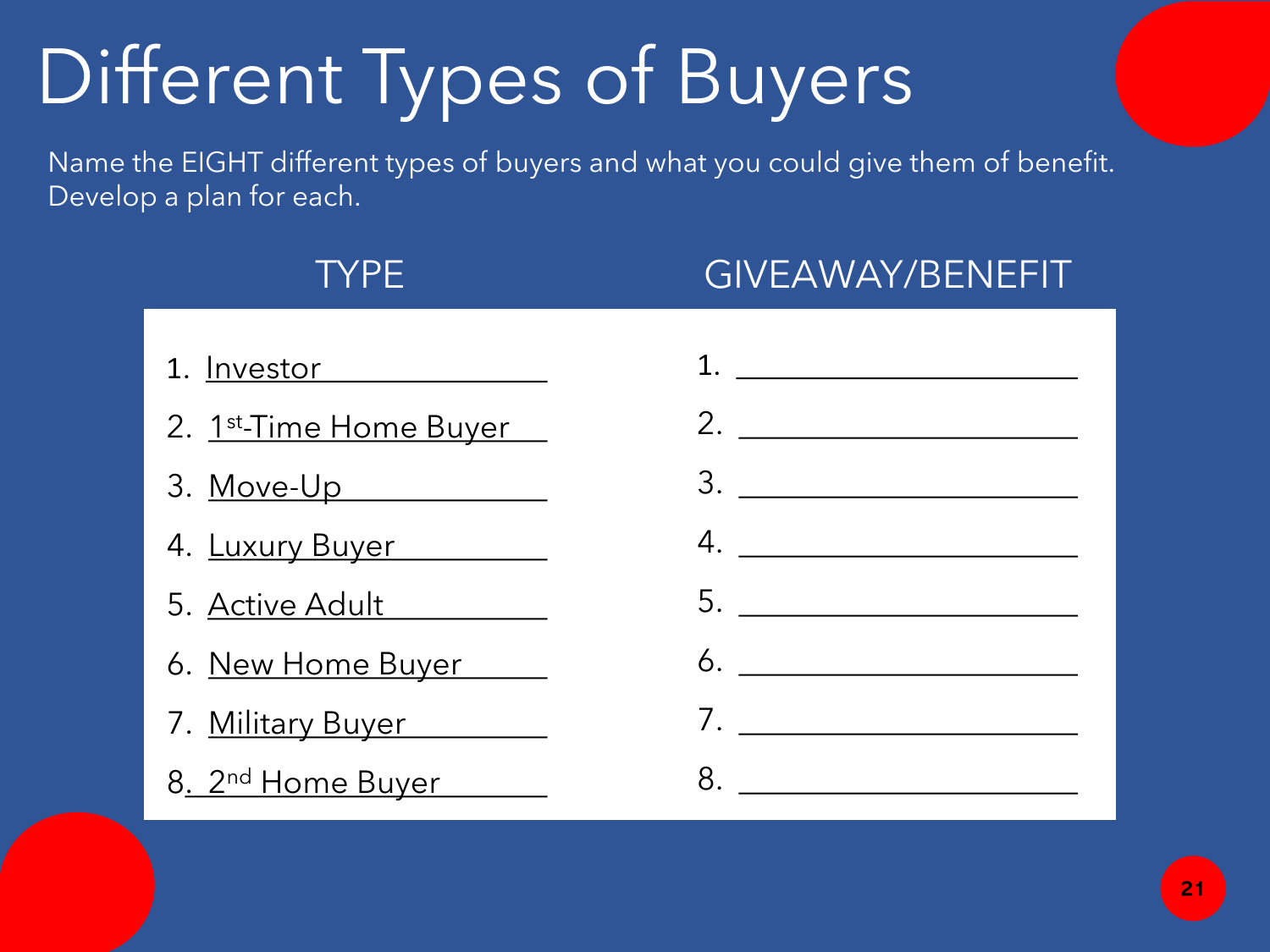# Different Types of Buyers

Name the EIGHT different types of buyers and what you could give them of benefit. Develop a plan for each.

| TYPE | GIVEAWAY/BENEFIT |
| --- | --- |
| 1. Investor | 1. ______________________ |
| 2. 1st-Time Home Buyer | 2. ______________________ |
| 3. Move-Up | 3. ______________________ |
| 4. Luxury Buyer | 4. ______________________ |
| 5. Active Adult | 5. ______________________ |
| 6. New Home Buyer | 6. ______________________ |
| 7. Military Buyer | 7. ______________________ |
| 8. 2nd Home Buyer | 8. ______________________ |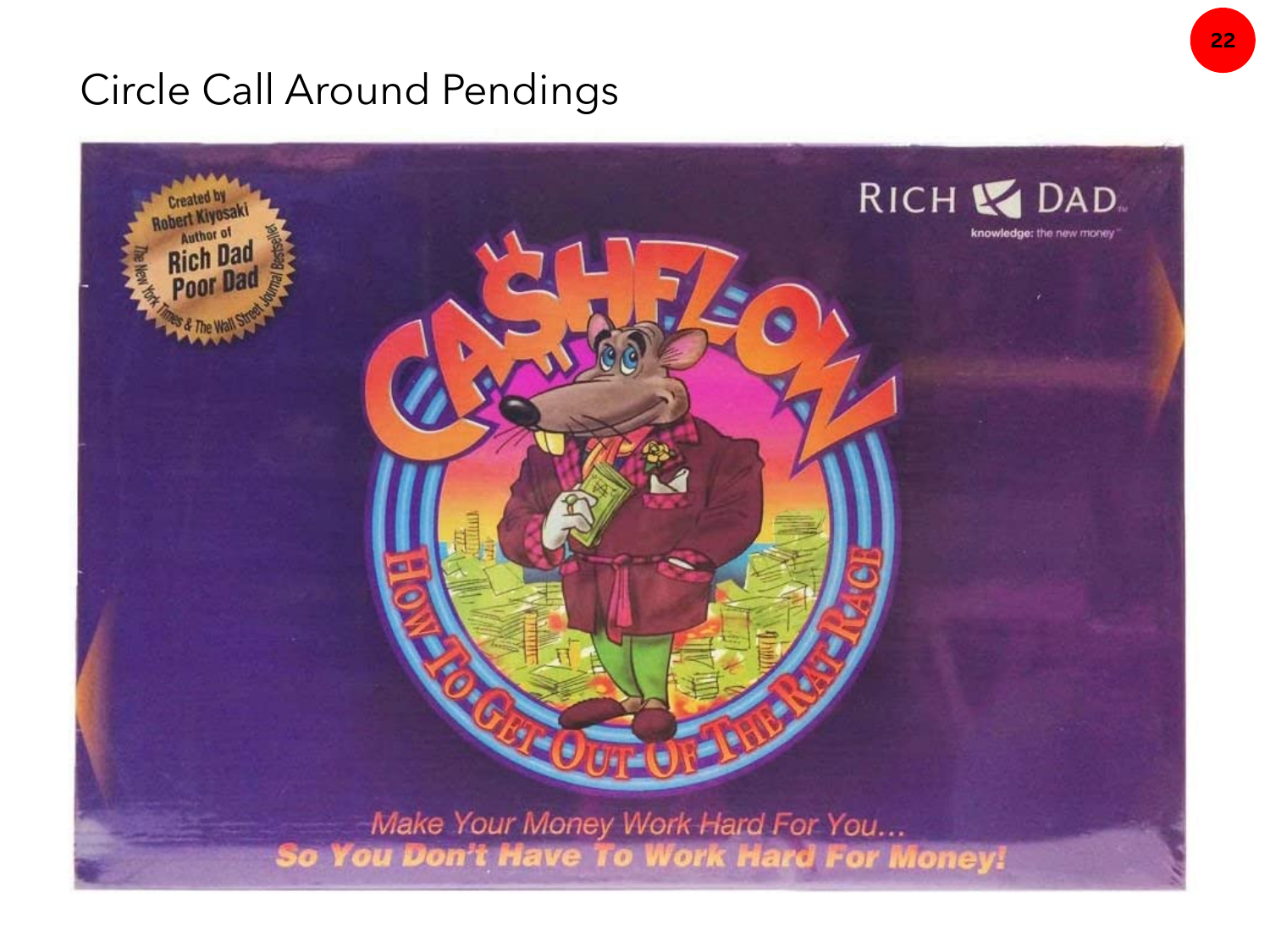# Circle Call Around Pendings

Created by Robert Kiyosaki Author of Rich Dad Poor Dad

The New York Times & The Wall Street Journal Bestseller

RICH DAD

knowledge: the new money

CA$HFLOW

HOW TO GET OUT OF THE RAT RACE

*Make Your Money Work Hard For You...*

**So You Don't Have To Work Hard For Money!**